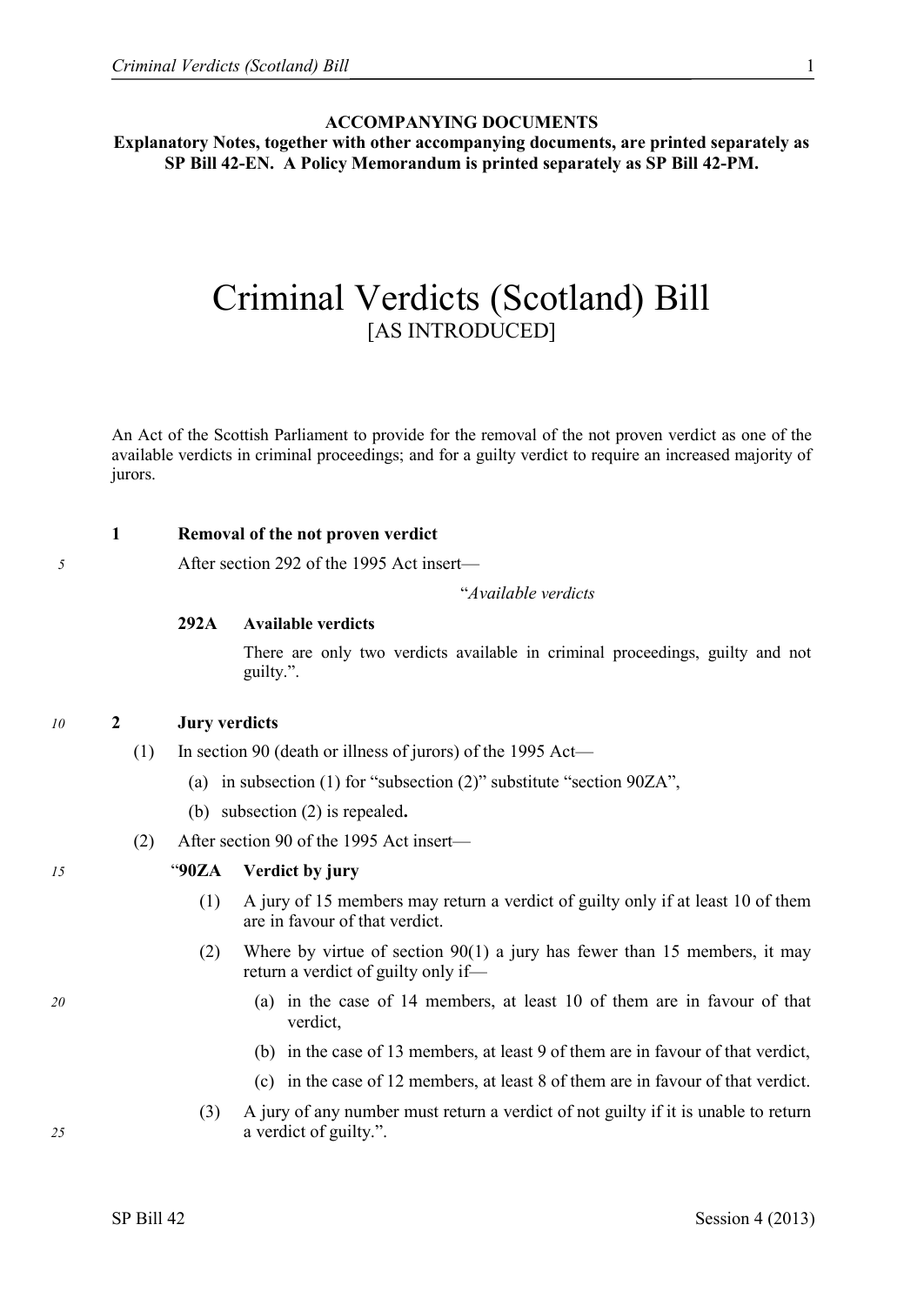**ACCOMPANYING DOCUMENTS**

**Explanatory Notes, together with other accompanying documents, are printed separately as SP Bill 42-EN. A Policy Memorandum is printed separately as SP Bill 42-PM.**

# Criminal Verdicts (Scotland) Bill

[AS INTRODUCED]

An Act of the Scottish Parliament to provide for the removal of the not proven verdict as one of the available verdicts in criminal proceedings; and for a guilty verdict to require an increased majority of jurors.

### 1 Removal of the not proven verdict

After section 292 of the 1995 Act insert—

"*Available verdicts*

**292A Available verdicts**

There are only two verdicts available in criminal proceedings, guilty and not guilty.".

### 2 Jury verdicts

(1) In section 90 (death or illness of jurors) of the 1995 Act—

(a) in subsection (1) for "subsection (2)" substitute "section 90ZA",

(b) subsection (2) is repealed**.**

(2) After section 90 of the 1995 Act insert—

"**90ZA Verdict by jury**

(1) A jury of 15 members may return a verdict of guilty only if at least 10 of them are in favour of that verdict.

(2) Where by virtue of section 90(1) a jury has fewer than 15 members, it may return a verdict of guilty only if—

(a) in the case of 14 members, at least 10 of them are in favour of that verdict,

(b) in the case of 13 members, at least 9 of them are in favour of that verdict,

(c) in the case of 12 members, at least 8 of them are in favour of that verdict.

(3) A jury of any number must return a verdict of not guilty if it is unable to return a verdict of guilty.".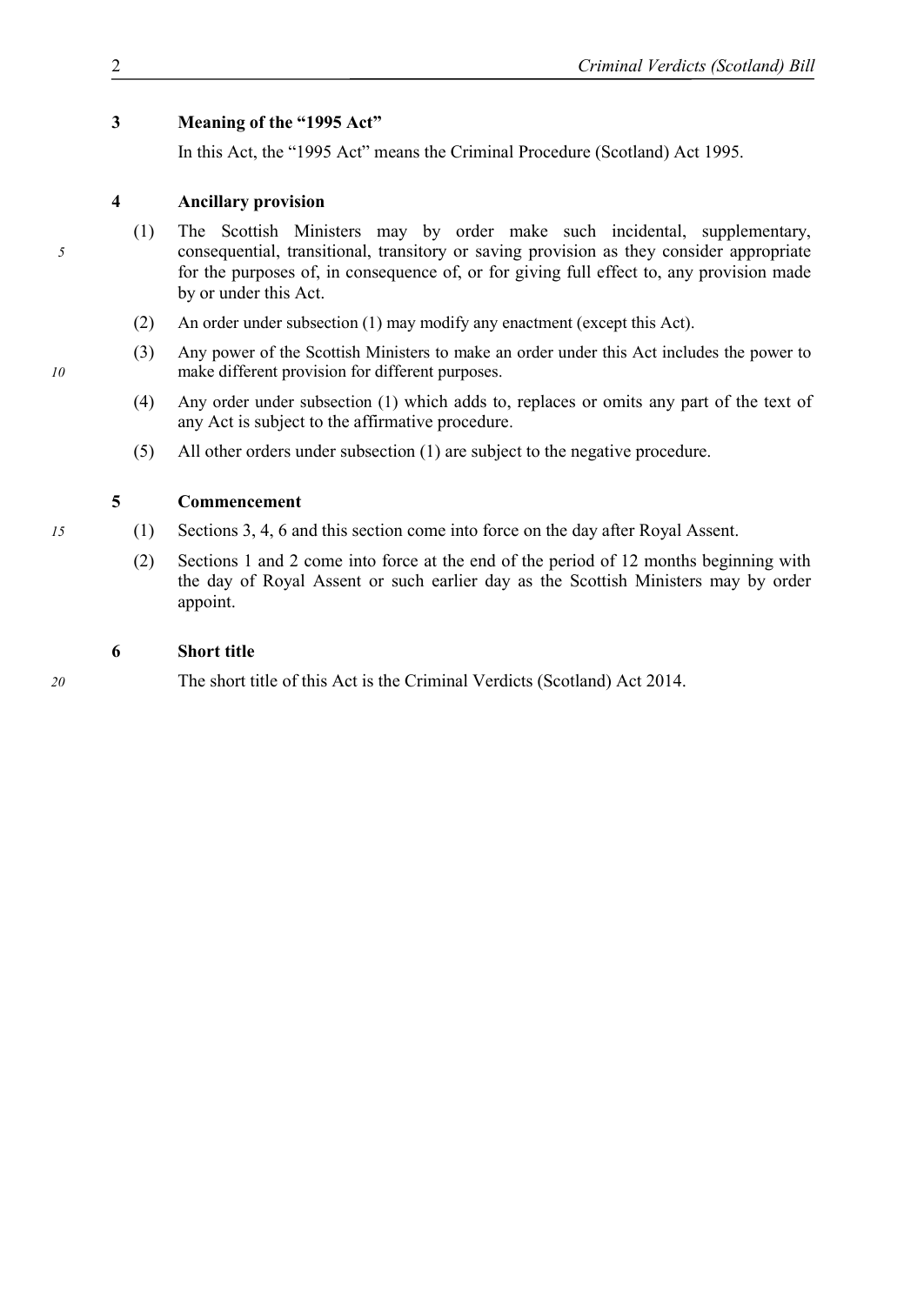### 3 Meaning of the "1995 Act"

In this Act, the "1995 Act" means the Criminal Procedure (Scotland) Act 1995.

### 4 Ancillary provision

(1) The Scottish Ministers may by order make such incidental, supplementary, consequential, transitional, transitory or saving provision as they consider appropriate for the purposes of, in consequence of, or for giving full effect to, any provision made by or under this Act.

(2) An order under subsection (1) may modify any enactment (except this Act).

(3) Any power of the Scottish Ministers to make an order under this Act includes the power to make different provision for different purposes.

(4) Any order under subsection (1) which adds to, replaces or omits any part of the text of any Act is subject to the affirmative procedure.

(5) All other orders under subsection (1) are subject to the negative procedure.

### 5 Commencement

(1) Sections 3, 4, 6 and this section come into force on the day after Royal Assent.

(2) Sections 1 and 2 come into force at the end of the period of 12 months beginning with the day of Royal Assent or such earlier day as the Scottish Ministers may by order appoint.

### 6 Short title

The short title of this Act is the Criminal Verdicts (Scotland) Act 2014.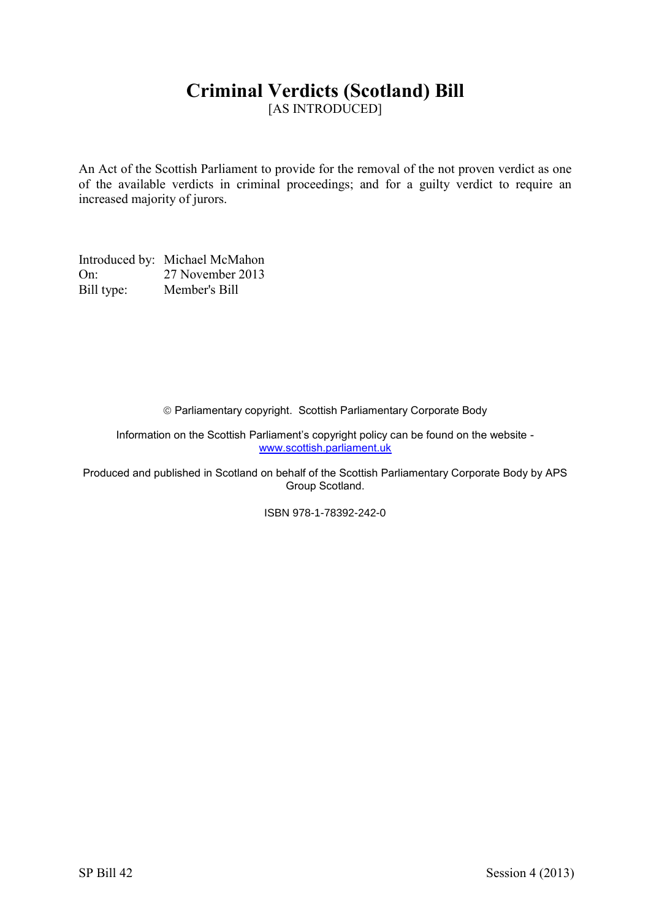# Criminal Verdicts (Scotland) Bill

[AS INTRODUCED]

An Act of the Scottish Parliament to provide for the removal of the not proven verdict as one of the available verdicts in criminal proceedings; and for a guilty verdict to require an increased majority of jurors.

Introduced by: Michael McMahon
On: 27 November 2013
Bill type: Member's Bill

© Parliamentary copyright. Scottish Parliamentary Corporate Body

Information on the Scottish Parliament's copyright policy can be found on the website - www.scottish.parliament.uk

Produced and published in Scotland on behalf of the Scottish Parliamentary Corporate Body by APS Group Scotland.

ISBN 978-1-78392-242-0

SP Bill 42 Session 4 (2013)